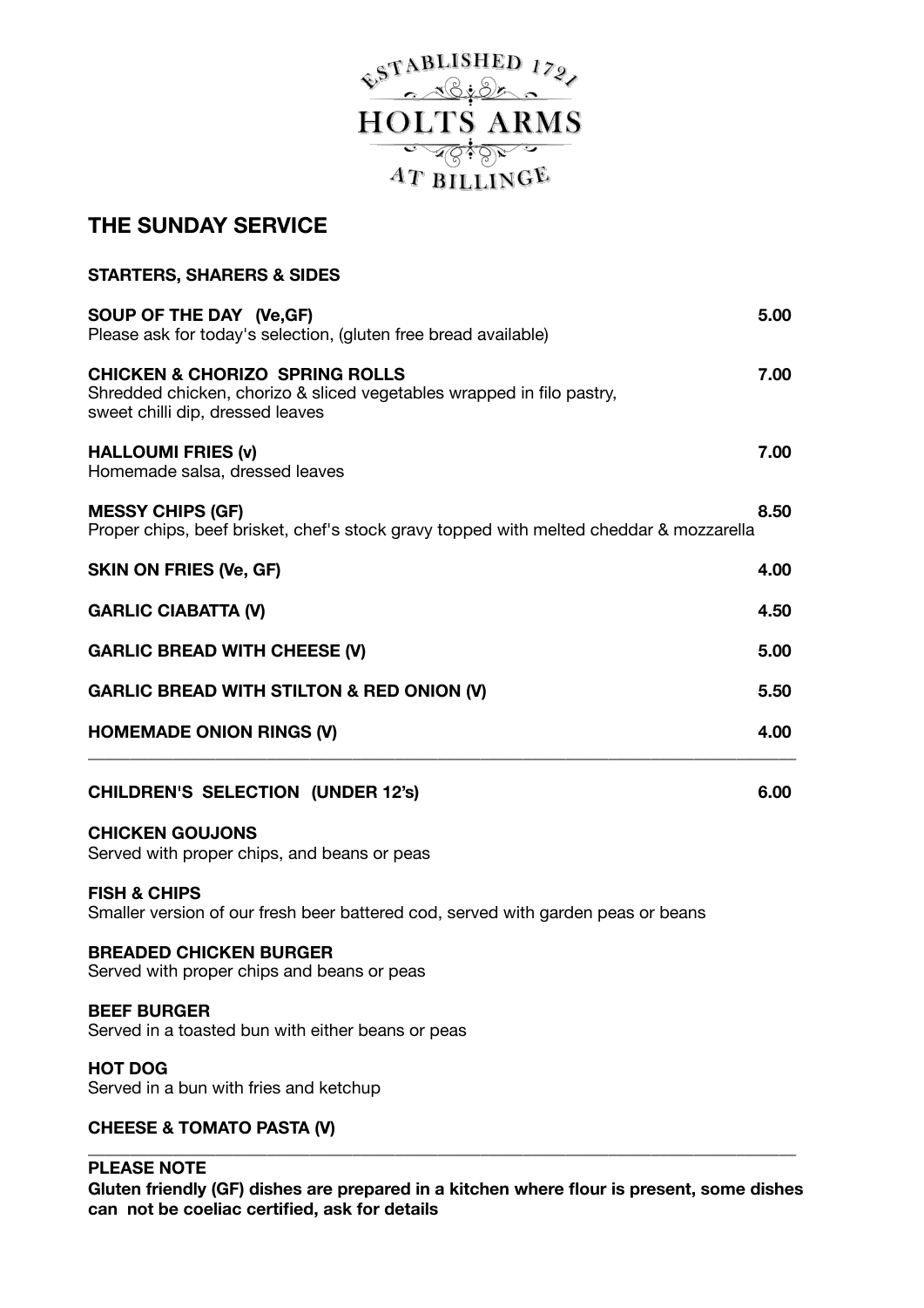ESTABLISHED 1721

# HOLTS ARMS

AT BILLINGE

## THE SUNDAY SERVICE

### STARTERS, SHARERS & SIDES

**SOUP OF THE DAY (Ve,GF)** 5.00
Please ask for today's selection, (gluten free bread available)

**CHICKEN & CHORIZO SPRING ROLLS** 7.00
Shredded chicken, chorizo & sliced vegetables wrapped in filo pastry, sweet chilli dip, dressed leaves

**HALLOUMI FRIES (v)** 7.00
Homemade salsa, dressed leaves

**MESSY CHIPS (GF)** 8.50
Proper chips, beef brisket, chef's stock gravy topped with melted cheddar & mozzarella

**SKIN ON FRIES (Ve, GF)** 4.00

**GARLIC CIABATTA (V)** 4.50

**GARLIC BREAD WITH CHEESE (V)** 5.00

**GARLIC BREAD WITH STILTON & RED ONION (V)** 5.50

**HOMEMADE ONION RINGS (V)** 4.00

---

### CHILDREN'S SELECTION (UNDER 12's) 6.00

**CHICKEN GOUJONS**
Served with proper chips, and beans or peas

**FISH & CHIPS**
Smaller version of our fresh beer battered cod, served with garden peas or beans

**BREADED CHICKEN BURGER**
Served with proper chips and beans or peas

**BEEF BURGER**
Served in a toasted bun with either beans or peas

**HOT DOG**
Served in a bun with fries and ketchup

**CHEESE & TOMATO PASTA (V)**

---

**PLEASE NOTE**
**Gluten friendly (GF) dishes are prepared in a kitchen where flour is present, some dishes can not be coeliac certified, ask for details**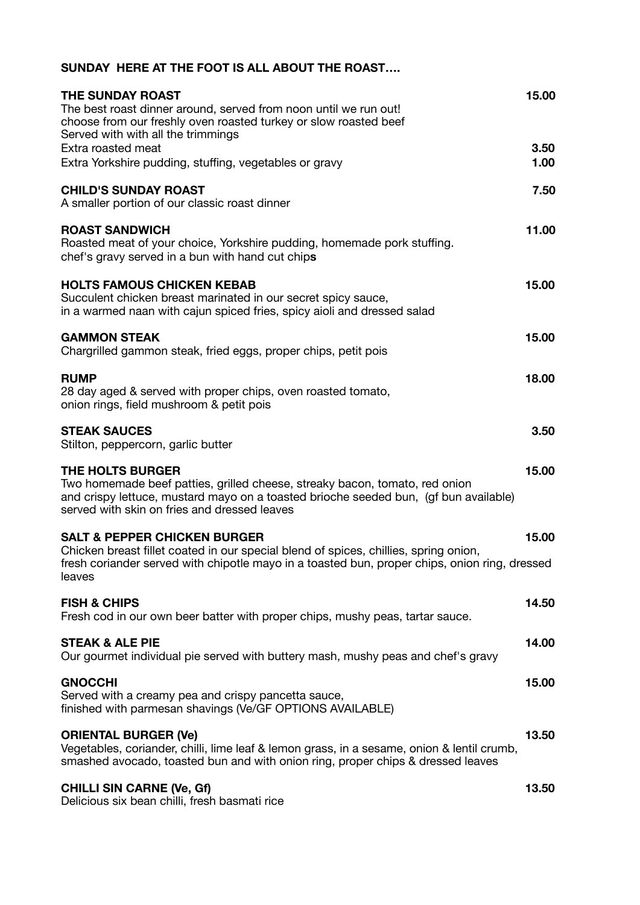**SUNDAY HERE AT THE FOOT IS ALL ABOUT THE ROAST….**

**THE SUNDAY ROAST** **15.00**
The best roast dinner around, served from noon until we run out!
choose from our freshly oven roasted turkey or slow roasted beef
Served with with all the trimmings
Extra roasted meat **3.50**
Extra Yorkshire pudding, stuffing, vegetables or gravy **1.00**

**CHILD'S SUNDAY ROAST** **7.50**
A smaller portion of our classic roast dinner

**ROAST SANDWICH** **11.00**
Roasted meat of your choice, Yorkshire pudding, homemade pork stuffing.
chef's gravy served in a bun with hand cut chip**s**

**HOLTS FAMOUS CHICKEN KEBAB** **15.00**
Succulent chicken breast marinated in our secret spicy sauce,
in a warmed naan with cajun spiced fries, spicy aioli and dressed salad

**GAMMON STEAK** **15.00**
Chargrilled gammon steak, fried eggs, proper chips, petit pois

**RUMP** **18.00**
28 day aged & served with proper chips, oven roasted tomato,
onion rings, field mushroom & petit pois

**STEAK SAUCES** **3.50**
Stilton, peppercorn, garlic butter

**THE HOLTS BURGER** **15.00**
Two homemade beef patties, grilled cheese, streaky bacon, tomato, red onion
and crispy lettuce, mustard mayo on a toasted brioche seeded bun, (gf bun available)
served with skin on fries and dressed leaves

**SALT & PEPPER CHICKEN BURGER** **15.00**
Chicken breast fillet coated in our special blend of spices, chillies, spring onion,
fresh coriander served with chipotle mayo in a toasted bun, proper chips, onion ring, dressed leaves

**FISH & CHIPS** **14.50**
Fresh cod in our own beer batter with proper chips, mushy peas, tartar sauce.

**STEAK & ALE PIE** **14.00**
Our gourmet individual pie served with buttery mash, mushy peas and chef's gravy

**GNOCCHI** **15.00**
Served with a creamy pea and crispy pancetta sauce,
finished with parmesan shavings (Ve/GF OPTIONS AVAILABLE)

**ORIENTAL BURGER (Ve)** **13.50**
Vegetables, coriander, chilli, lime leaf & lemon grass, in a sesame, onion & lentil crumb,
smashed avocado, toasted bun and with onion ring, proper chips & dressed leaves

**CHILLI SIN CARNE (Ve, Gf)** **13.50**
Delicious six bean chilli, fresh basmati rice